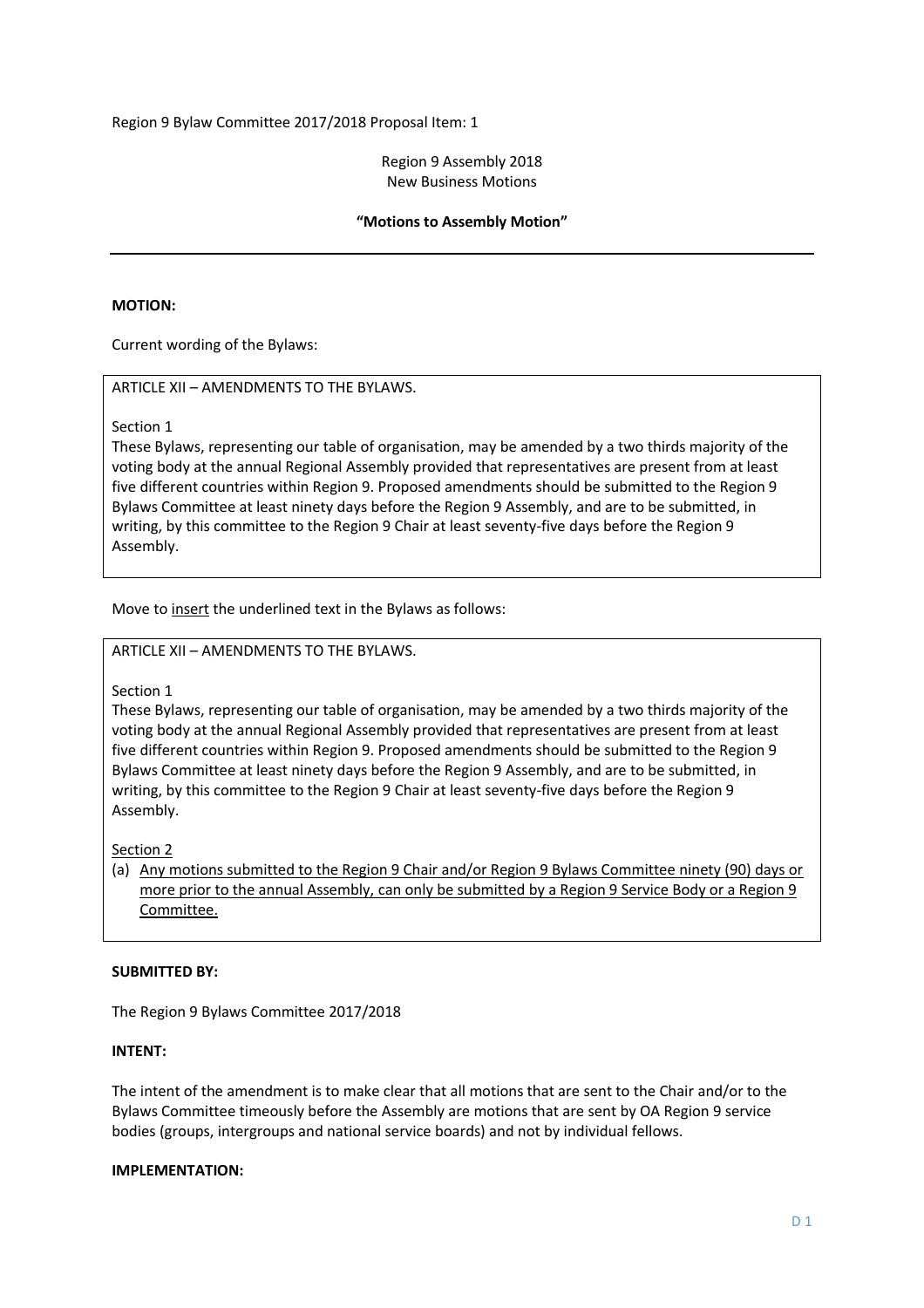Region 9 Bylaw Committee 2017/2018 Proposal Item: 1

Region 9 Assembly 2018
New Business Motions

**"Motions to Assembly Motion"**

---

**MOTION:**

Current wording of the Bylaws:

> ARTICLE XII – AMENDMENTS TO THE BYLAWS.
>
> Section 1
> These Bylaws, representing our table of organisation, may be amended by a two thirds majority of the voting body at the annual Regional Assembly provided that representatives are present from at least five different countries within Region 9. Proposed amendments should be submitted to the Region 9 Bylaws Committee at least ninety days before the Region 9 Assembly, and are to be submitted, in writing, by this committee to the Region 9 Chair at least seventy-five days before the Region 9 Assembly.

Move to <u>insert</u> the underlined text in the Bylaws as follows:

> ARTICLE XII – AMENDMENTS TO THE BYLAWS.
>
> Section 1
> These Bylaws, representing our table of organisation, may be amended by a two thirds majority of the voting body at the annual Regional Assembly provided that representatives are present from at least five different countries within Region 9. Proposed amendments should be submitted to the Region 9 Bylaws Committee at least ninety days before the Region 9 Assembly, and are to be submitted, in writing, by this committee to the Region 9 Chair at least seventy-five days before the Region 9 Assembly.
>
> <u>Section 2</u>
>
> (a) <u>Any motions submitted to the Region 9 Chair and/or Region 9 Bylaws Committee ninety (90) days or more prior to the annual Assembly, can only be submitted by a Region 9 Service Body or a Region 9 Committee.</u>

**SUBMITTED BY:**

The Region 9 Bylaws Committee 2017/2018

**INTENT:**

The intent of the amendment is to make clear that all motions that are sent to the Chair and/or to the Bylaws Committee timeously before the Assembly are motions that are sent by OA Region 9 service bodies (groups, intergroups and national service boards) and not by individual fellows.

**IMPLEMENTATION:**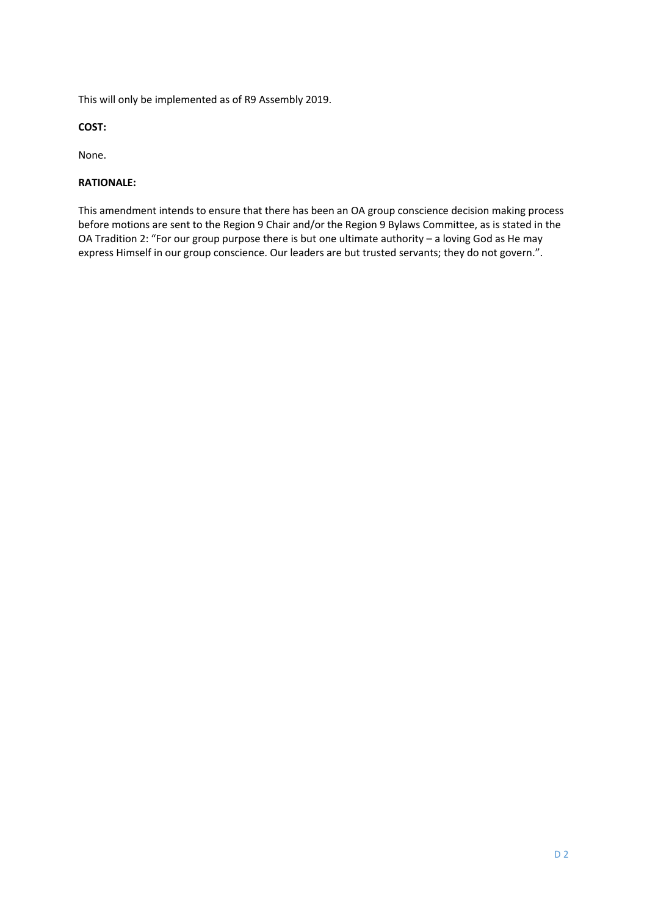This will only be implemented as of R9 Assembly 2019.

**COST:**

None.

**RATIONALE:**

This amendment intends to ensure that there has been an OA group conscience decision making process before motions are sent to the Region 9 Chair and/or the Region 9 Bylaws Committee, as is stated in the OA Tradition 2: “For our group purpose there is but one ultimate authority – a loving God as He may express Himself in our group conscience. Our leaders are but trusted servants; they do not govern.”.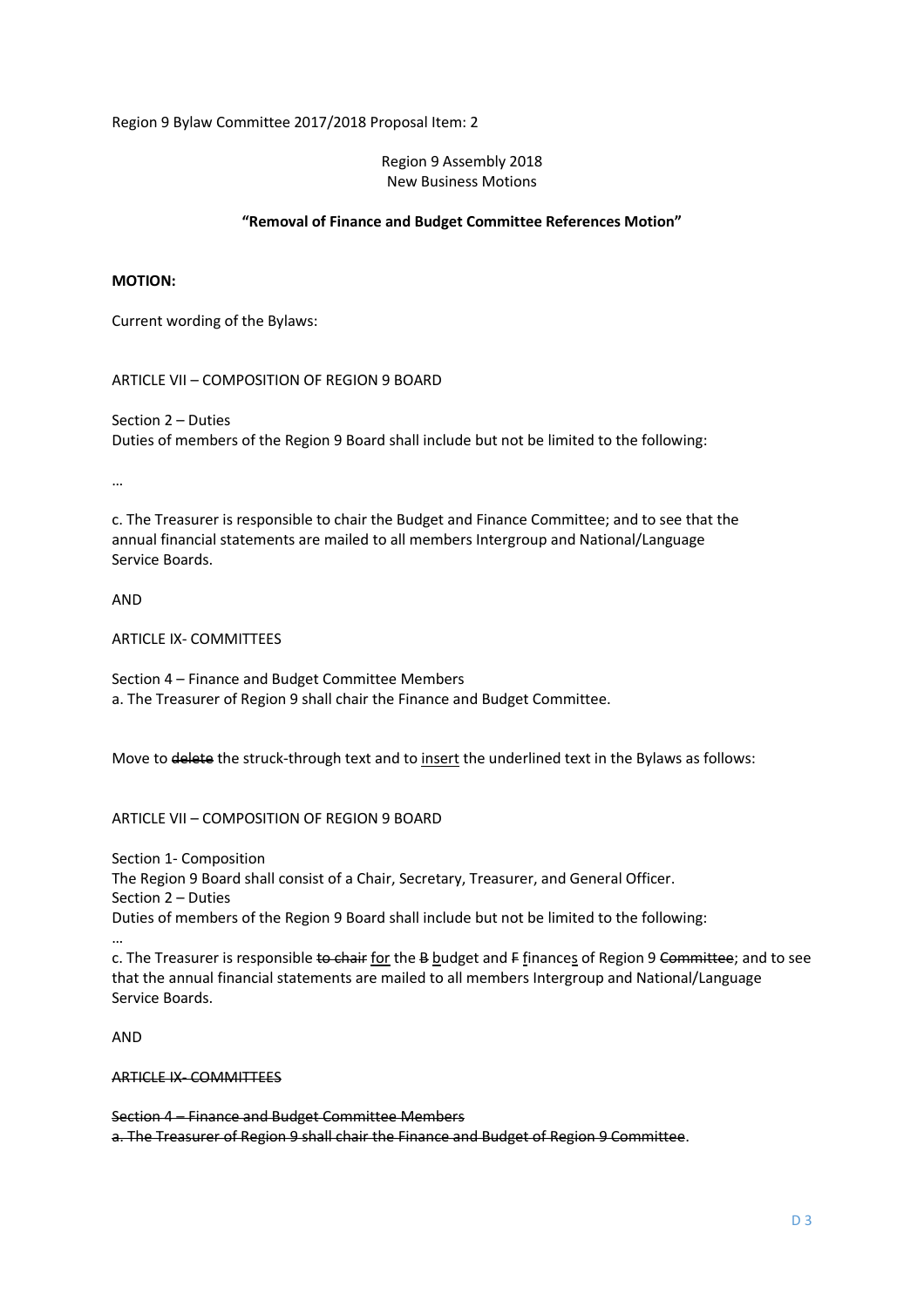Region 9 Bylaw Committee 2017/2018 Proposal Item: 2

Region 9 Assembly 2018
New Business Motions

**"Removal of Finance and Budget Committee References Motion"**

**MOTION:**

Current wording of the Bylaws:

ARTICLE VII – COMPOSITION OF REGION 9 BOARD

Section 2 – Duties
Duties of members of the Region 9 Board shall include but not be limited to the following:

…

c. The Treasurer is responsible to chair the Budget and Finance Committee; and to see that the annual financial statements are mailed to all members Intergroup and National/Language Service Boards.

AND

ARTICLE IX- COMMITTEES

Section 4 – Finance and Budget Committee Members
a. The Treasurer of Region 9 shall chair the Finance and Budget Committee.

Move to ~~delete~~ the struck-through text and to <u>insert</u> the underlined text in the Bylaws as follows:

ARTICLE VII – COMPOSITION OF REGION 9 BOARD

Section 1- Composition
The Region 9 Board shall consist of a Chair, Secretary, Treasurer, and General Officer.
Section 2 – Duties
Duties of members of the Region 9 Board shall include but not be limited to the following:
…
c. The Treasurer is responsible ~~to chair~~ <u>for</u> the ~~B~~ <u>b</u>udget and ~~F~~ <u>f</u>inance<u>s</u> of Region 9 ~~Committee~~; and to see that the annual financial statements are mailed to all members Intergroup and National/Language Service Boards.

AND

~~ARTICLE IX- COMMITTEES~~

~~Section 4 – Finance and Budget Committee Members~~
~~a. The Treasurer of Region 9 shall chair the Finance and Budget of Region 9 Committee~~.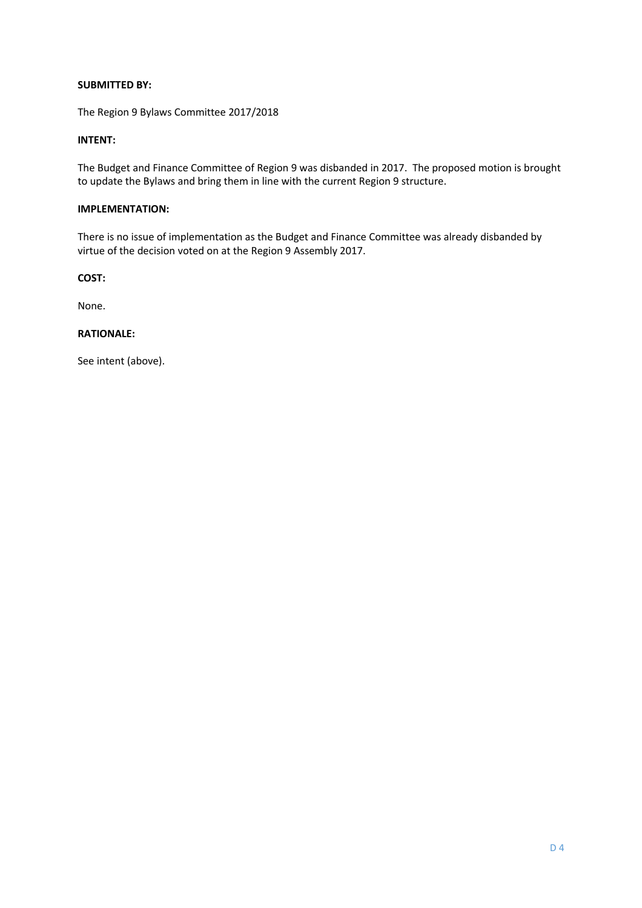**SUBMITTED BY:**

The Region 9 Bylaws Committee 2017/2018

**INTENT:**

The Budget and Finance Committee of Region 9 was disbanded in 2017. The proposed motion is brought to update the Bylaws and bring them in line with the current Region 9 structure.

**IMPLEMENTATION:**

There is no issue of implementation as the Budget and Finance Committee was already disbanded by virtue of the decision voted on at the Region 9 Assembly 2017.

**COST:**

None.

**RATIONALE:**

See intent (above).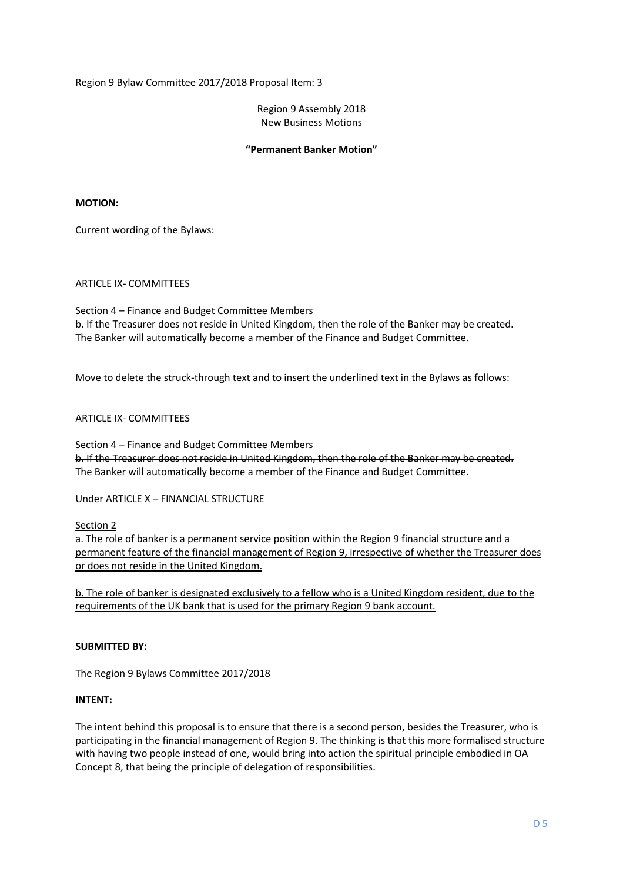Region 9 Bylaw Committee 2017/2018 Proposal Item: 3

Region 9 Assembly 2018
New Business Motions

**"Permanent Banker Motion"**

**MOTION:**

Current wording of the Bylaws:

ARTICLE IX- COMMITTEES

Section 4 – Finance and Budget Committee Members
b. If the Treasurer does not reside in United Kingdom, then the role of the Banker may be created. The Banker will automatically become a member of the Finance and Budget Committee.

Move to ~~delete~~ the struck-through text and to <u>insert</u> the underlined text in the Bylaws as follows:

ARTICLE IX- COMMITTEES

~~Section 4 – Finance and Budget Committee Members~~
~~b. If the Treasurer does not reside in United Kingdom, then the role of the Banker may be created. The Banker will automatically become a member of the Finance and Budget Committee.~~

Under ARTICLE X – FINANCIAL STRUCTURE

<u>Section 2</u>
<u>a. The role of banker is a permanent service position within the Region 9 financial structure and a permanent feature of the financial management of Region 9, irrespective of whether the Treasurer does or does not reside in the United Kingdom.</u>

<u>b. The role of banker is designated exclusively to a fellow who is a United Kingdom resident, due to the requirements of the UK bank that is used for the primary Region 9 bank account.</u>

**SUBMITTED BY:**

The Region 9 Bylaws Committee 2017/2018

**INTENT:**

The intent behind this proposal is to ensure that there is a second person, besides the Treasurer, who is participating in the financial management of Region 9. The thinking is that this more formalised structure with having two people instead of one, would bring into action the spiritual principle embodied in OA Concept 8, that being the principle of delegation of responsibilities.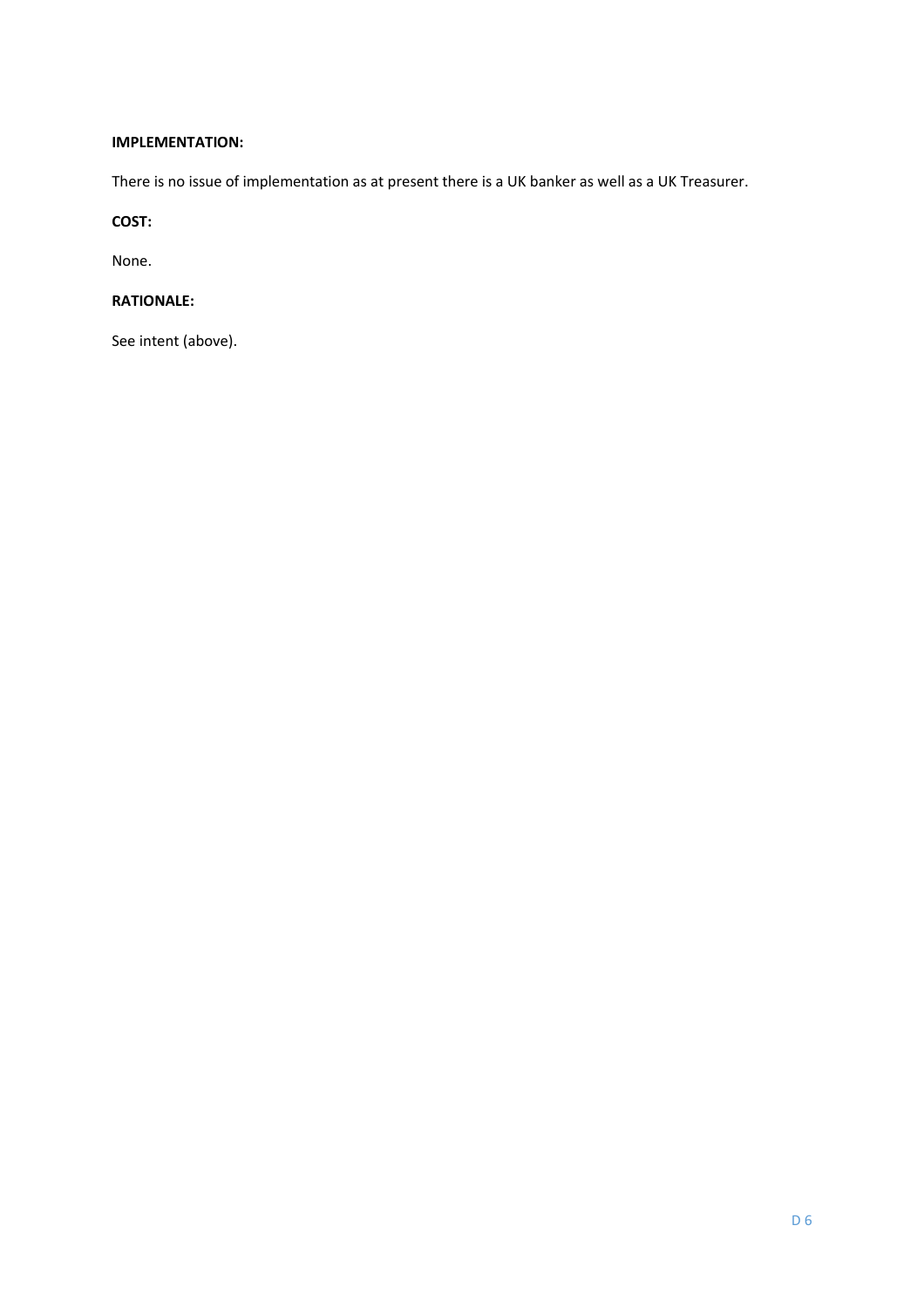**IMPLEMENTATION:**

There is no issue of implementation as at present there is a UK banker as well as a UK Treasurer.

**COST:**

None.

**RATIONALE:**

See intent (above).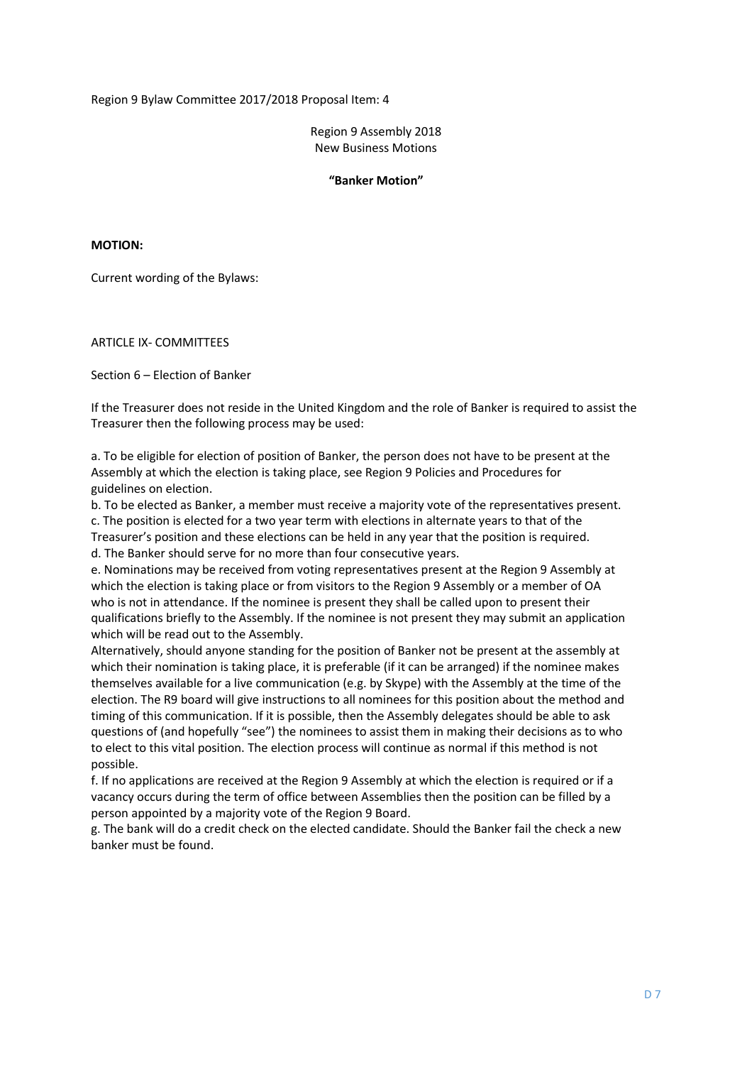Region 9 Bylaw Committee 2017/2018 Proposal Item: 4

Region 9 Assembly 2018
New Business Motions

**"Banker Motion"**

**MOTION:**

Current wording of the Bylaws:

ARTICLE IX- COMMITTEES

Section 6 – Election of Banker

If the Treasurer does not reside in the United Kingdom and the role of Banker is required to assist the Treasurer then the following process may be used:

a. To be eligible for election of position of Banker, the person does not have to be present at the Assembly at which the election is taking place, see Region 9 Policies and Procedures for guidelines on election.
b. To be elected as Banker, a member must receive a majority vote of the representatives present.
c. The position is elected for a two year term with elections in alternate years to that of the Treasurer's position and these elections can be held in any year that the position is required.
d. The Banker should serve for no more than four consecutive years.
e. Nominations may be received from voting representatives present at the Region 9 Assembly at which the election is taking place or from visitors to the Region 9 Assembly or a member of OA who is not in attendance. If the nominee is present they shall be called upon to present their qualifications briefly to the Assembly. If the nominee is not present they may submit an application which will be read out to the Assembly.
Alternatively, should anyone standing for the position of Banker not be present at the assembly at which their nomination is taking place, it is preferable (if it can be arranged) if the nominee makes themselves available for a live communication (e.g. by Skype) with the Assembly at the time of the election. The R9 board will give instructions to all nominees for this position about the method and timing of this communication. If it is possible, then the Assembly delegates should be able to ask questions of (and hopefully "see") the nominees to assist them in making their decisions as to who to elect to this vital position. The election process will continue as normal if this method is not possible.
f. If no applications are received at the Region 9 Assembly at which the election is required or if a vacancy occurs during the term of office between Assemblies then the position can be filled by a person appointed by a majority vote of the Region 9 Board.
g. The bank will do a credit check on the elected candidate. Should the Banker fail the check a new banker must be found.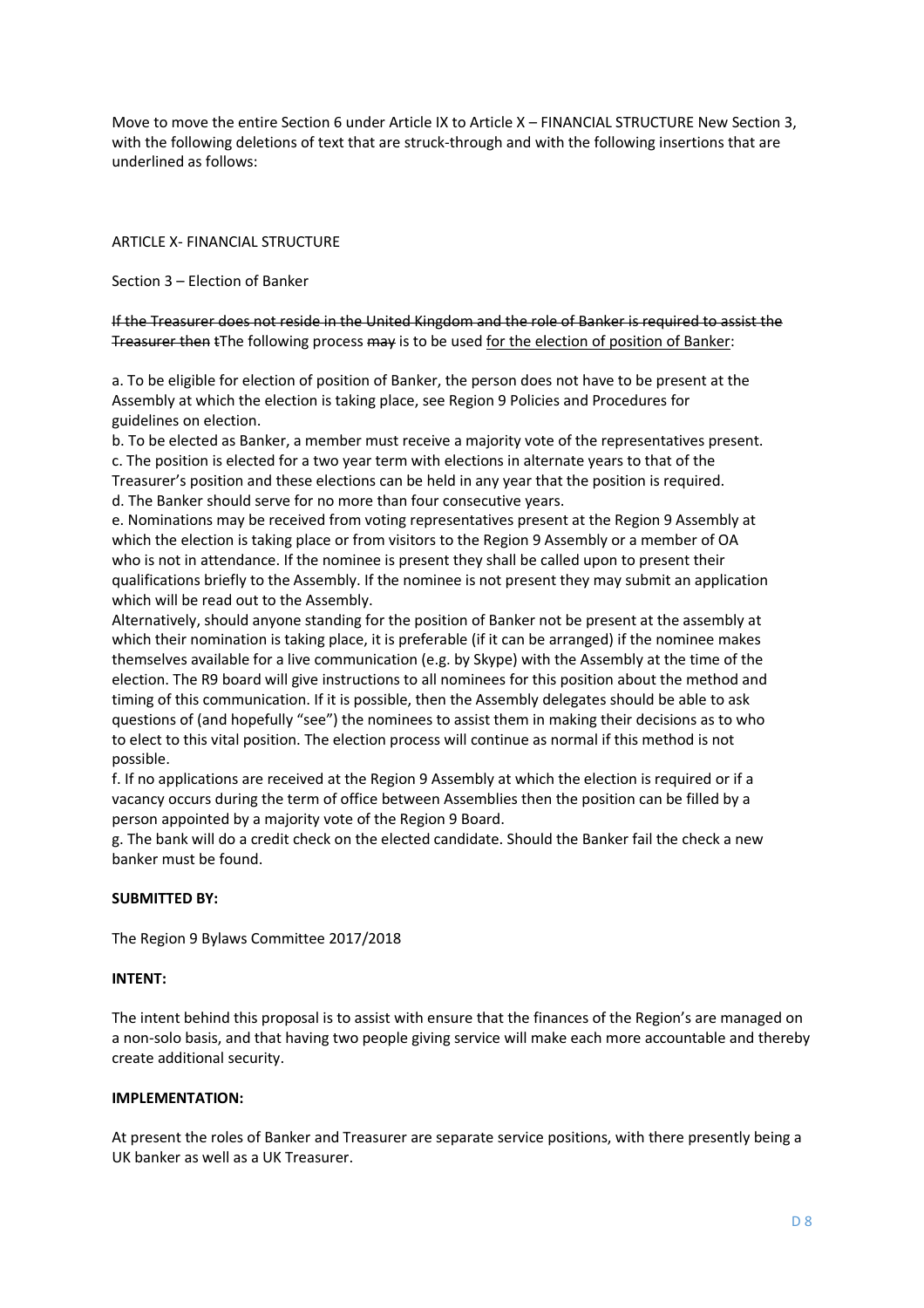Move to move the entire Section 6 under Article IX to Article X – FINANCIAL STRUCTURE New Section 3, with the following deletions of text that are struck-through and with the following insertions that are underlined as follows:

ARTICLE X- FINANCIAL STRUCTURE

Section 3 – Election of Banker

~~If the Treasurer does not reside in the United Kingdom and the role of Banker is required to assist the Treasurer then t~~The following process ~~may~~ is to be used <u>for the election of position of Banker</u>:

a. To be eligible for election of position of Banker, the person does not have to be present at the Assembly at which the election is taking place, see Region 9 Policies and Procedures for guidelines on election.
b. To be elected as Banker, a member must receive a majority vote of the representatives present.
c. The position is elected for a two year term with elections in alternate years to that of the Treasurer's position and these elections can be held in any year that the position is required.
d. The Banker should serve for no more than four consecutive years.
e. Nominations may be received from voting representatives present at the Region 9 Assembly at which the election is taking place or from visitors to the Region 9 Assembly or a member of OA who is not in attendance. If the nominee is present they shall be called upon to present their qualifications briefly to the Assembly. If the nominee is not present they may submit an application which will be read out to the Assembly.
Alternatively, should anyone standing for the position of Banker not be present at the assembly at which their nomination is taking place, it is preferable (if it can be arranged) if the nominee makes themselves available for a live communication (e.g. by Skype) with the Assembly at the time of the election. The R9 board will give instructions to all nominees for this position about the method and timing of this communication. If it is possible, then the Assembly delegates should be able to ask questions of (and hopefully "see") the nominees to assist them in making their decisions as to who to elect to this vital position. The election process will continue as normal if this method is not possible.
f. If no applications are received at the Region 9 Assembly at which the election is required or if a vacancy occurs during the term of office between Assemblies then the position can be filled by a person appointed by a majority vote of the Region 9 Board.
g. The bank will do a credit check on the elected candidate. Should the Banker fail the check a new banker must be found.

**SUBMITTED BY:**

The Region 9 Bylaws Committee 2017/2018

**INTENT:**

The intent behind this proposal is to assist with ensure that the finances of the Region's are managed on a non-solo basis, and that having two people giving service will make each more accountable and thereby create additional security.

**IMPLEMENTATION:**

At present the roles of Banker and Treasurer are separate service positions, with there presently being a UK banker as well as a UK Treasurer.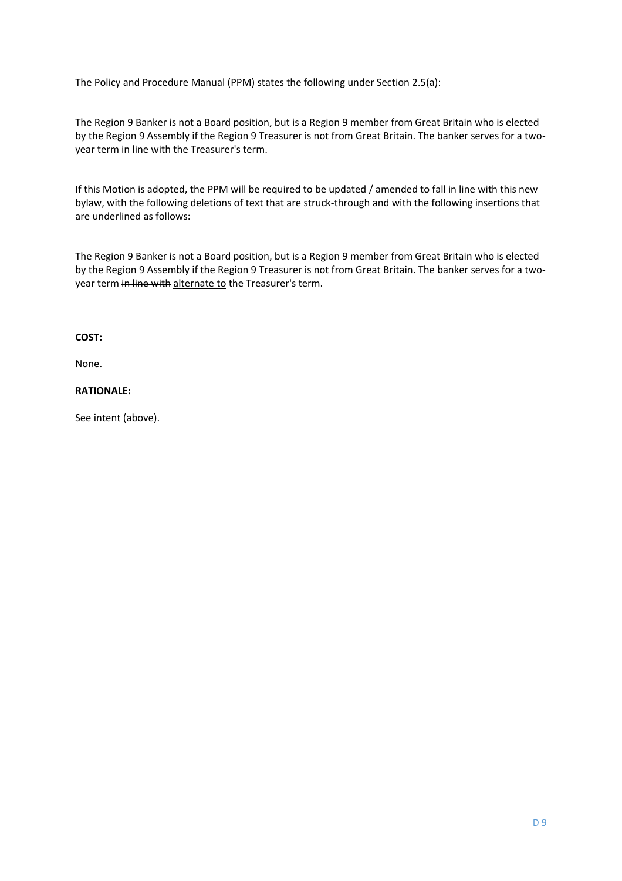The Policy and Procedure Manual (PPM) states the following under Section 2.5(a):

The Region 9 Banker is not a Board position, but is a Region 9 member from Great Britain who is elected by the Region 9 Assembly if the Region 9 Treasurer is not from Great Britain. The banker serves for a two-year term in line with the Treasurer's term.

If this Motion is adopted, the PPM will be required to be updated / amended to fall in line with this new bylaw, with the following deletions of text that are struck-through and with the following insertions that are underlined as follows:

The Region 9 Banker is not a Board position, but is a Region 9 member from Great Britain who is elected by the Region 9 Assembly ~~if the Region 9 Treasurer is not from Great Britain~~. The banker serves for a two-year term ~~in line with~~ <u>alternate to</u> the Treasurer's term.

**COST:**

None.

**RATIONALE:**

See intent (above).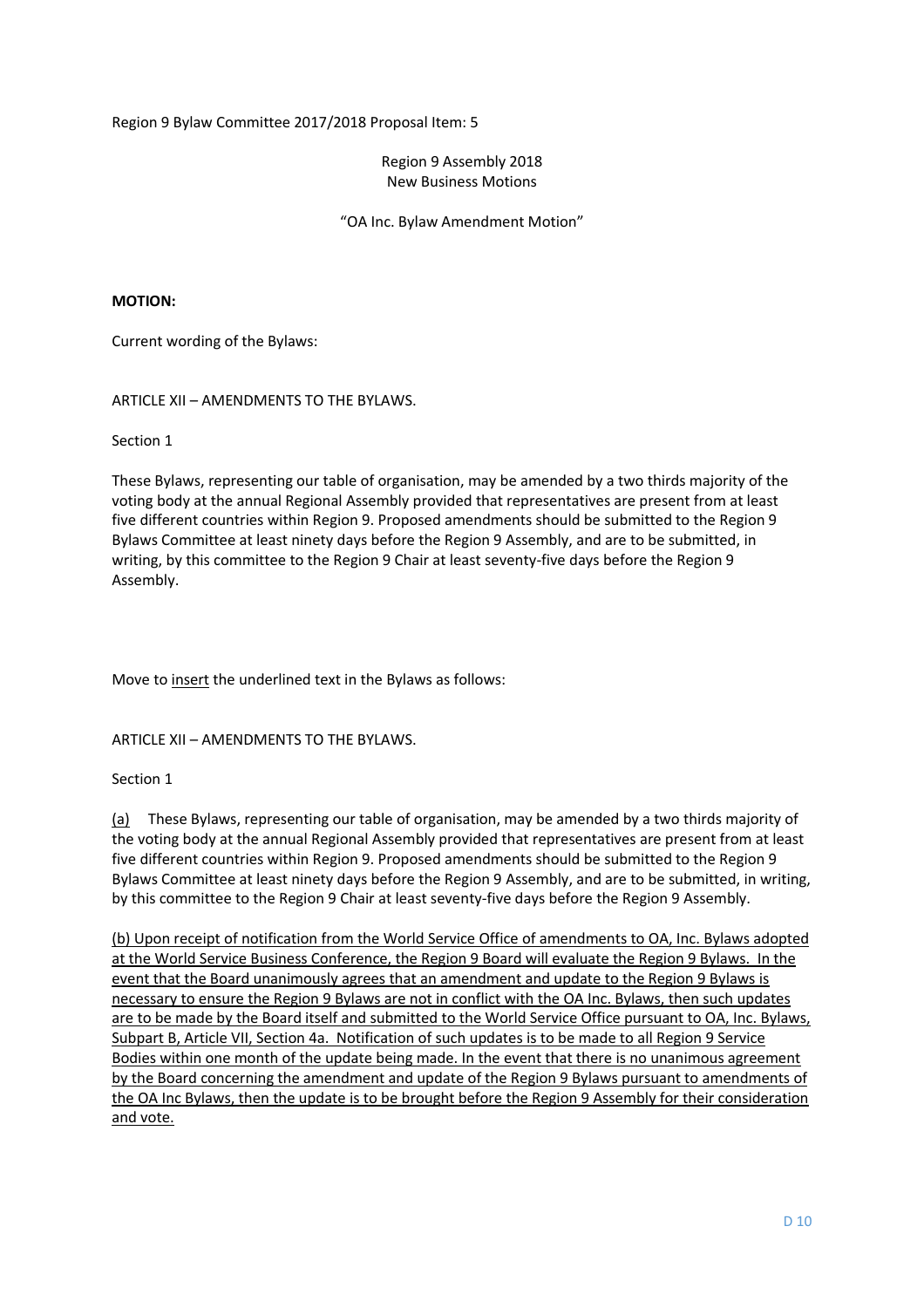Region 9 Bylaw Committee 2017/2018 Proposal Item: 5

Region 9 Assembly 2018
New Business Motions

"OA Inc. Bylaw Amendment Motion"

**MOTION:**

Current wording of the Bylaws:

ARTICLE XII – AMENDMENTS TO THE BYLAWS.

Section 1

These Bylaws, representing our table of organisation, may be amended by a two thirds majority of the voting body at the annual Regional Assembly provided that representatives are present from at least five different countries within Region 9. Proposed amendments should be submitted to the Region 9 Bylaws Committee at least ninety days before the Region 9 Assembly, and are to be submitted, in writing, by this committee to the Region 9 Chair at least seventy-five days before the Region 9 Assembly.

Move to <u>insert</u> the underlined text in the Bylaws as follows:

ARTICLE XII – AMENDMENTS TO THE BYLAWS.

Section 1

<u>(a)</u> These Bylaws, representing our table of organisation, may be amended by a two thirds majority of the voting body at the annual Regional Assembly provided that representatives are present from at least five different countries within Region 9. Proposed amendments should be submitted to the Region 9 Bylaws Committee at least ninety days before the Region 9 Assembly, and are to be submitted, in writing, by this committee to the Region 9 Chair at least seventy-five days before the Region 9 Assembly.

<u>(b) Upon receipt of notification from the World Service Office of amendments to OA, Inc. Bylaws adopted at the World Service Business Conference, the Region 9 Board will evaluate the Region 9 Bylaws. In the event that the Board unanimously agrees that an amendment and update to the Region 9 Bylaws is necessary to ensure the Region 9 Bylaws are not in conflict with the OA Inc. Bylaws, then such updates are to be made by the Board itself and submitted to the World Service Office pursuant to OA, Inc. Bylaws, Subpart B, Article VII, Section 4a. Notification of such updates is to be made to all Region 9 Service Bodies within one month of the update being made. In the event that there is no unanimous agreement by the Board concerning the amendment and update of the Region 9 Bylaws pursuant to amendments of the OA Inc Bylaws, then the update is to be brought before the Region 9 Assembly for their consideration and vote.</u>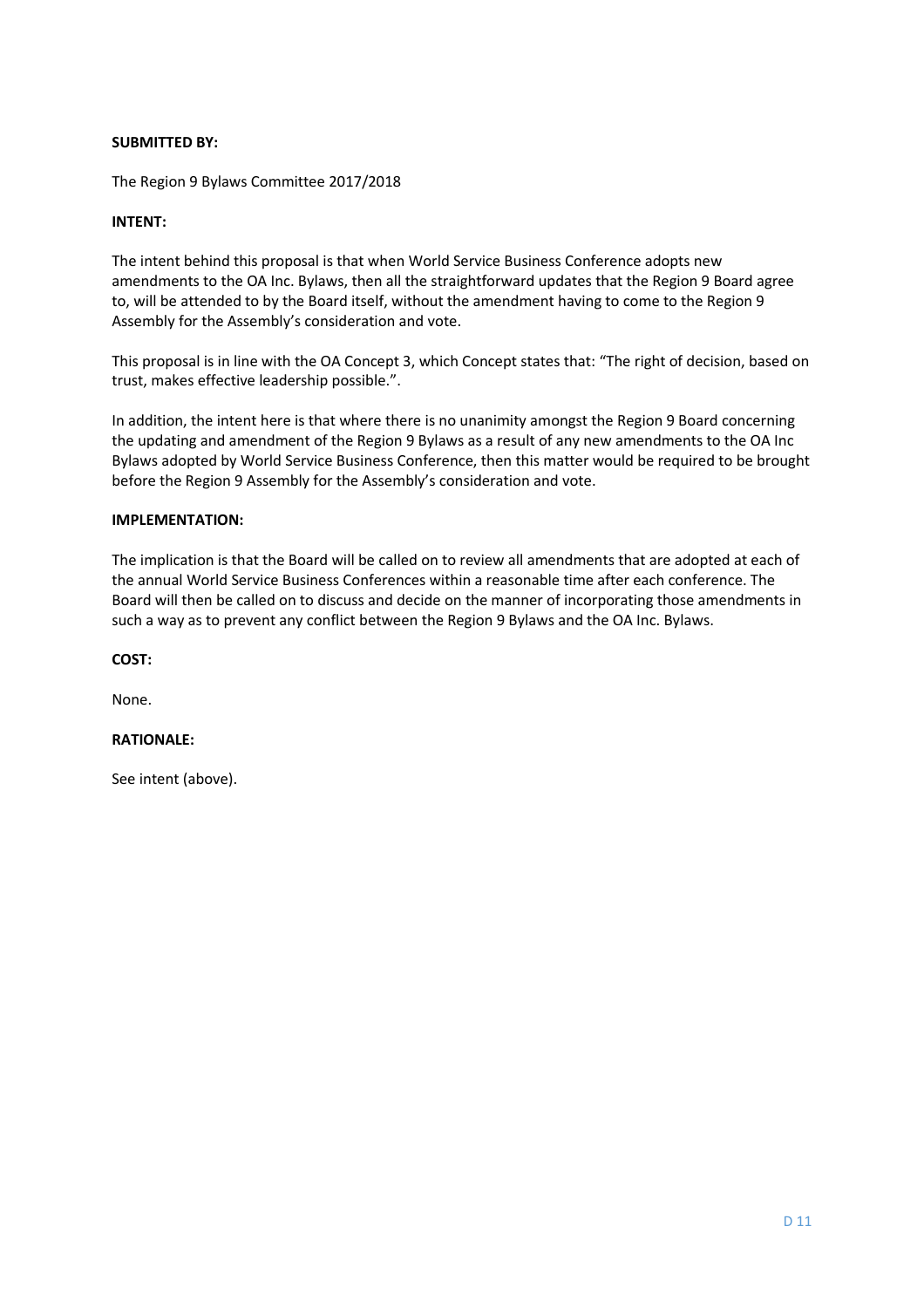**SUBMITTED BY:**

The Region 9 Bylaws Committee 2017/2018

**INTENT:**

The intent behind this proposal is that when World Service Business Conference adopts new amendments to the OA Inc. Bylaws, then all the straightforward updates that the Region 9 Board agree to, will be attended to by the Board itself, without the amendment having to come to the Region 9 Assembly for the Assembly's consideration and vote.

This proposal is in line with the OA Concept 3, which Concept states that: "The right of decision, based on trust, makes effective leadership possible.".

In addition, the intent here is that where there is no unanimity amongst the Region 9 Board concerning the updating and amendment of the Region 9 Bylaws as a result of any new amendments to the OA Inc Bylaws adopted by World Service Business Conference, then this matter would be required to be brought before the Region 9 Assembly for the Assembly's consideration and vote.

**IMPLEMENTATION:**

The implication is that the Board will be called on to review all amendments that are adopted at each of the annual World Service Business Conferences within a reasonable time after each conference. The Board will then be called on to discuss and decide on the manner of incorporating those amendments in such a way as to prevent any conflict between the Region 9 Bylaws and the OA Inc. Bylaws.

**COST:**

None.

**RATIONALE:**

See intent (above).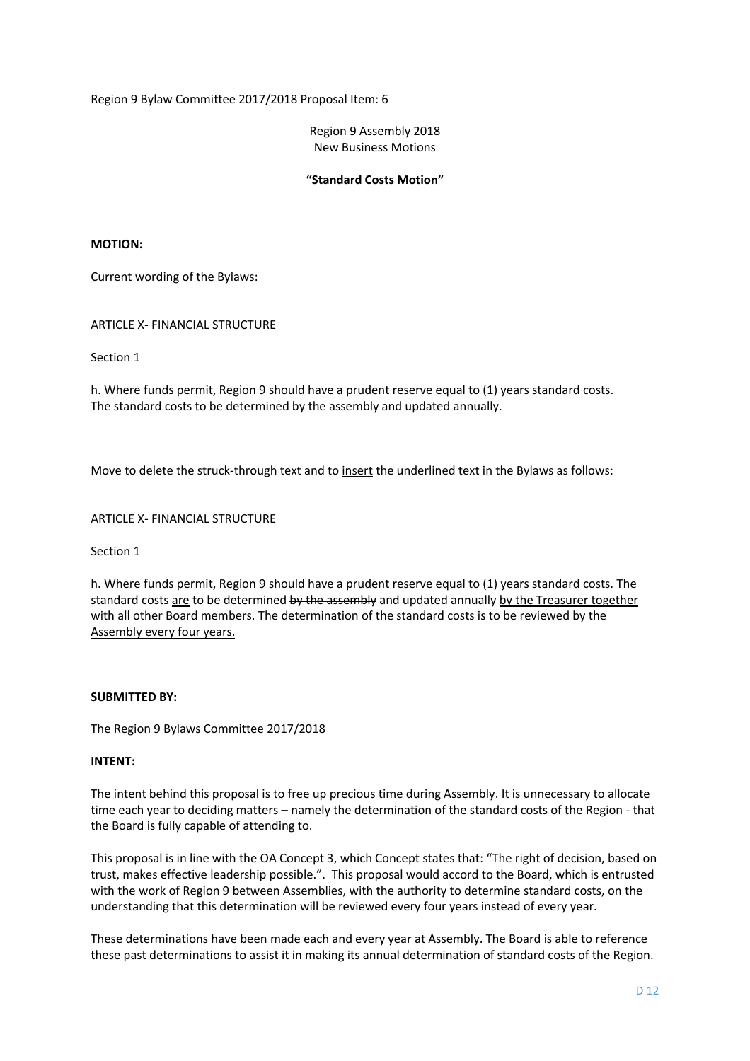Region 9 Bylaw Committee 2017/2018 Proposal Item: 6

Region 9 Assembly 2018
New Business Motions

**"Standard Costs Motion"**

**MOTION:**

Current wording of the Bylaws:

ARTICLE X- FINANCIAL STRUCTURE

Section 1

h. Where funds permit, Region 9 should have a prudent reserve equal to (1) years standard costs.
The standard costs to be determined by the assembly and updated annually.

Move to ~~delete~~ the struck-through text and to <u>insert</u> the underlined text in the Bylaws as follows:

ARTICLE X- FINANCIAL STRUCTURE

Section 1

h. Where funds permit, Region 9 should have a prudent reserve equal to (1) years standard costs. The standard costs <u>are</u> to be determined ~~by the assembly~~ and updated annually <u>by the Treasurer together with all other Board members. The determination of the standard costs is to be reviewed by the Assembly every four years.</u>

**SUBMITTED BY:**

The Region 9 Bylaws Committee 2017/2018

**INTENT:**

The intent behind this proposal is to free up precious time during Assembly. It is unnecessary to allocate time each year to deciding matters – namely the determination of the standard costs of the Region - that the Board is fully capable of attending to.

This proposal is in line with the OA Concept 3, which Concept states that: "The right of decision, based on trust, makes effective leadership possible.". This proposal would accord to the Board, which is entrusted with the work of Region 9 between Assemblies, with the authority to determine standard costs, on the understanding that this determination will be reviewed every four years instead of every year.

These determinations have been made each and every year at Assembly. The Board is able to reference these past determinations to assist it in making its annual determination of standard costs of the Region.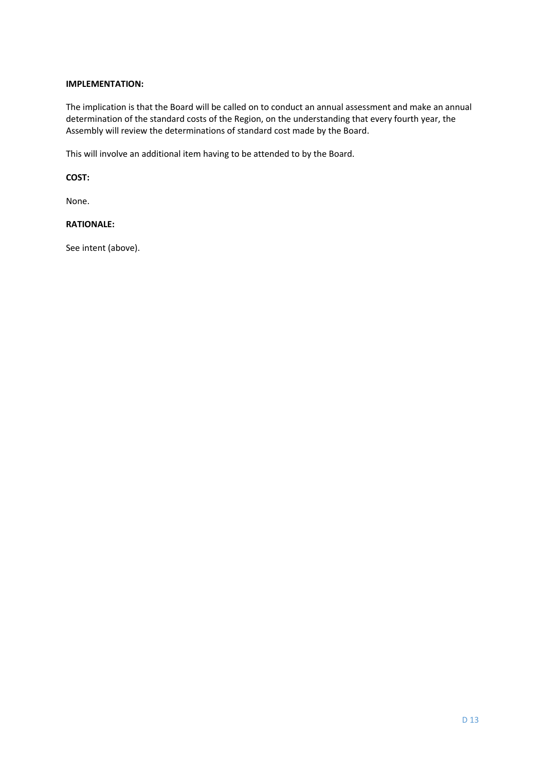**IMPLEMENTATION:**

The implication is that the Board will be called on to conduct an annual assessment and make an annual determination of the standard costs of the Region, on the understanding that every fourth year, the Assembly will review the determinations of standard cost made by the Board.

This will involve an additional item having to be attended to by the Board.

**COST:**

None.

**RATIONALE:**

See intent (above).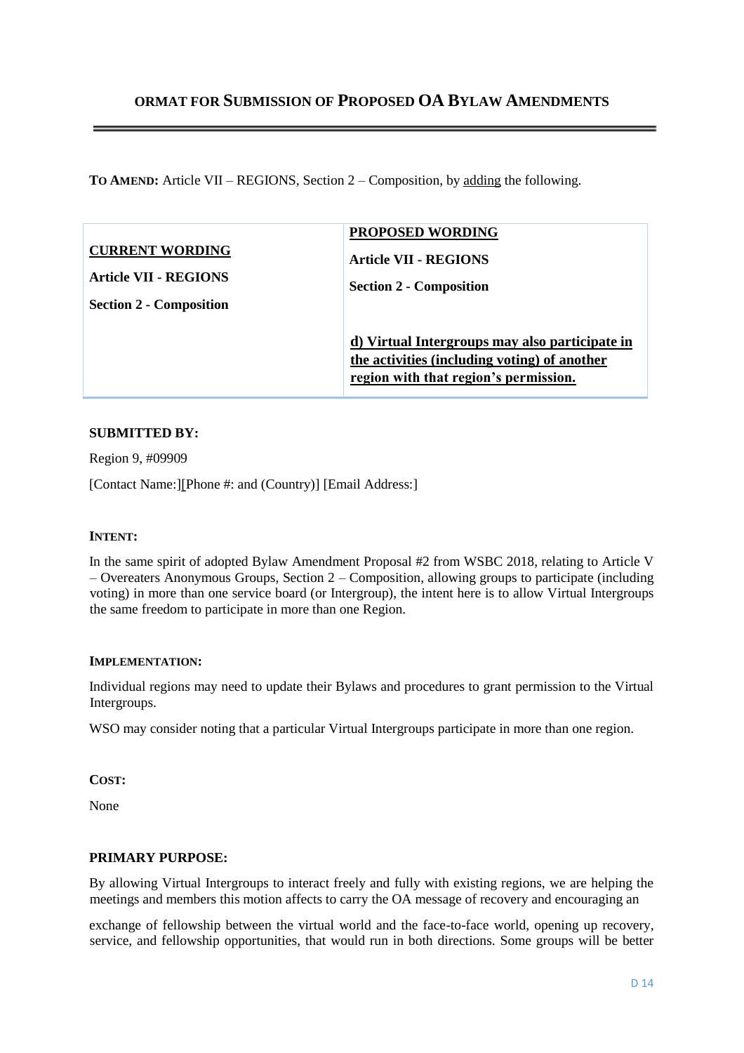## ORMAT FOR SUBMISSION OF PROPOSED OA BYLAW AMENDMENTS

**TO AMEND:** Article VII – REGIONS, Section 2 – Composition, by adding the following.

| **CURRENT WORDING**<br><br>**Article VII - REGIONS**<br><br>**Section 2 - Composition** | **PROPOSED WORDING**<br><br>**Article VII - REGIONS**<br><br>**Section 2 - Composition**<br><br>**d) Virtual Intergroups may also participate in the activities (including voting) of another region with that region's permission.** |
|---|---|

**SUBMITTED BY:**

Region 9, #09909

[Contact Name:][Phone #: and (Country)] [Email Address:]

**INTENT:**

In the same spirit of adopted Bylaw Amendment Proposal #2 from WSBC 2018, relating to Article V – Overeaters Anonymous Groups, Section 2 – Composition, allowing groups to participate (including voting) in more than one service board (or Intergroup), the intent here is to allow Virtual Intergroups the same freedom to participate in more than one Region.

**IMPLEMENTATION:**

Individual regions may need to update their Bylaws and procedures to grant permission to the Virtual Intergroups.

WSO may consider noting that a particular Virtual Intergroups participate in more than one region.

**COST:**

None

**PRIMARY PURPOSE:**

By allowing Virtual Intergroups to interact freely and fully with existing regions, we are helping the meetings and members this motion affects to carry the OA message of recovery and encouraging an

exchange of fellowship between the virtual world and the face-to-face world, opening up recovery, service, and fellowship opportunities, that would run in both directions. Some groups will be better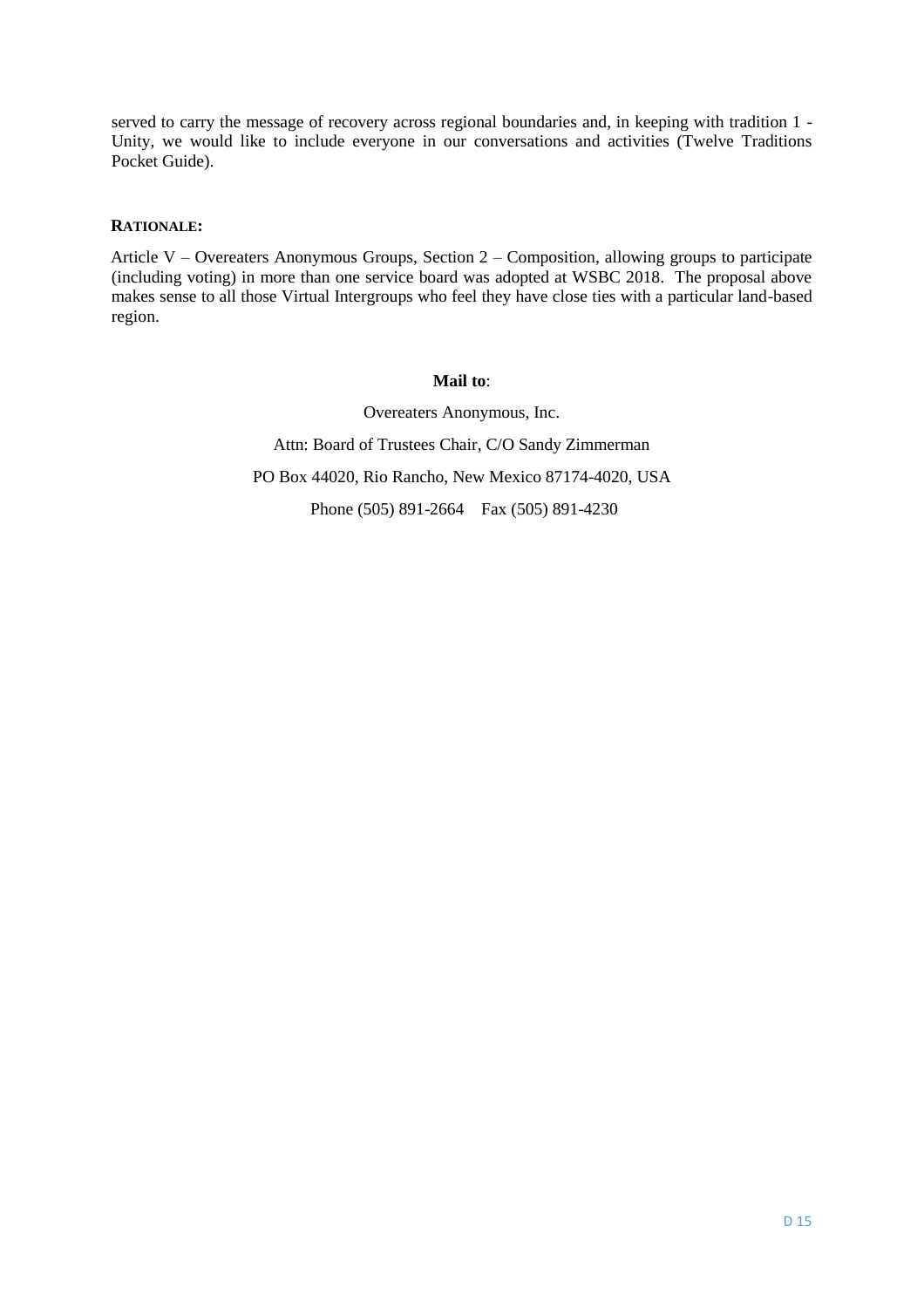served to carry the message of recovery across regional boundaries and, in keeping with tradition 1 - Unity, we would like to include everyone in our conversations and activities (Twelve Traditions Pocket Guide).

**RATIONALE:**

Article V – Overeaters Anonymous Groups, Section 2 – Composition, allowing groups to participate (including voting) in more than one service board was adopted at WSBC 2018. The proposal above makes sense to all those Virtual Intergroups who feel they have close ties with a particular land-based region.

**Mail to**:

Overeaters Anonymous, Inc.

Attn: Board of Trustees Chair, C/O Sandy Zimmerman

PO Box 44020, Rio Rancho, New Mexico 87174-4020, USA

Phone (505) 891-2664 Fax (505) 891-4230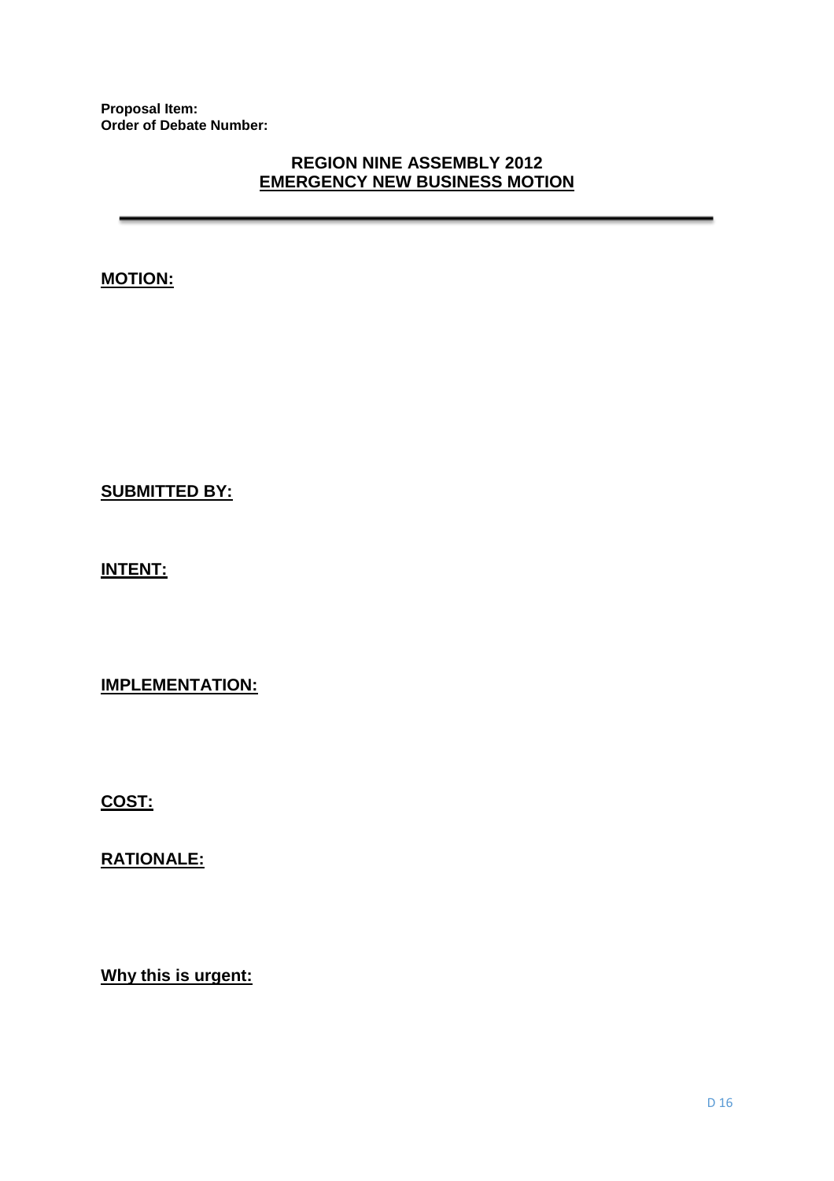**Proposal Item:**
**Order of Debate Number:**

## REGION NINE ASSEMBLY 2012
## EMERGENCY NEW BUSINESS MOTION

---

**MOTION:**

**SUBMITTED BY:**

**INTENT:**

**IMPLEMENTATION:**

**COST:**

**RATIONALE:**

**Why this is urgent:**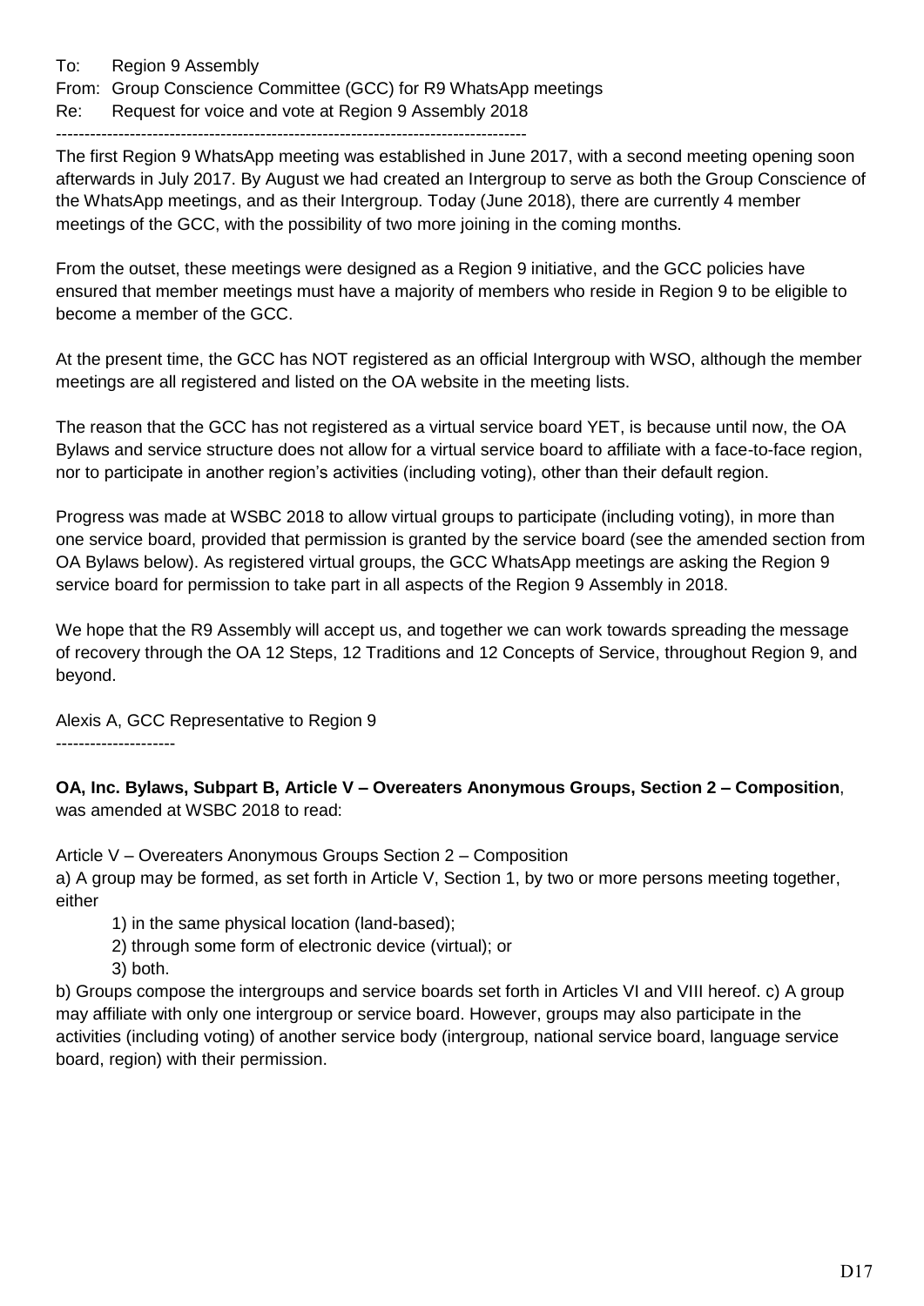To: Region 9 Assembly

From: Group Conscience Committee (GCC) for R9 WhatsApp meetings

Re: Request for voice and vote at Region 9 Assembly 2018

-----------------------------------------------------------------------------------

The first Region 9 WhatsApp meeting was established in June 2017, with a second meeting opening soon afterwards in July 2017. By August we had created an Intergroup to serve as both the Group Conscience of the WhatsApp meetings, and as their Intergroup. Today (June 2018), there are currently 4 member meetings of the GCC, with the possibility of two more joining in the coming months.

From the outset, these meetings were designed as a Region 9 initiative, and the GCC policies have ensured that member meetings must have a majority of members who reside in Region 9 to be eligible to become a member of the GCC.

At the present time, the GCC has NOT registered as an official Intergroup with WSO, although the member meetings are all registered and listed on the OA website in the meeting lists.

The reason that the GCC has not registered as a virtual service board YET, is because until now, the OA Bylaws and service structure does not allow for a virtual service board to affiliate with a face-to-face region, nor to participate in another region's activities (including voting), other than their default region.

Progress was made at WSBC 2018 to allow virtual groups to participate (including voting), in more than one service board, provided that permission is granted by the service board (see the amended section from OA Bylaws below). As registered virtual groups, the GCC WhatsApp meetings are asking the Region 9 service board for permission to take part in all aspects of the Region 9 Assembly in 2018.

We hope that the R9 Assembly will accept us, and together we can work towards spreading the message of recovery through the OA 12 Steps, 12 Traditions and 12 Concepts of Service, throughout Region 9, and beyond.

Alexis A, GCC Representative to Region 9

---------------------

**OA, Inc. Bylaws, Subpart B, Article V – Overeaters Anonymous Groups, Section 2 – Composition**, was amended at WSBC 2018 to read:

Article V – Overeaters Anonymous Groups Section 2 – Composition

a) A group may be formed, as set forth in Article V, Section 1, by two or more persons meeting together, either

1) in the same physical location (land-based);
2) through some form of electronic device (virtual); or
3) both.

b) Groups compose the intergroups and service boards set forth in Articles VI and VIII hereof. c) A group may affiliate with only one intergroup or service board. However, groups may also participate in the activities (including voting) of another service body (intergroup, national service board, language service board, region) with their permission.

D17